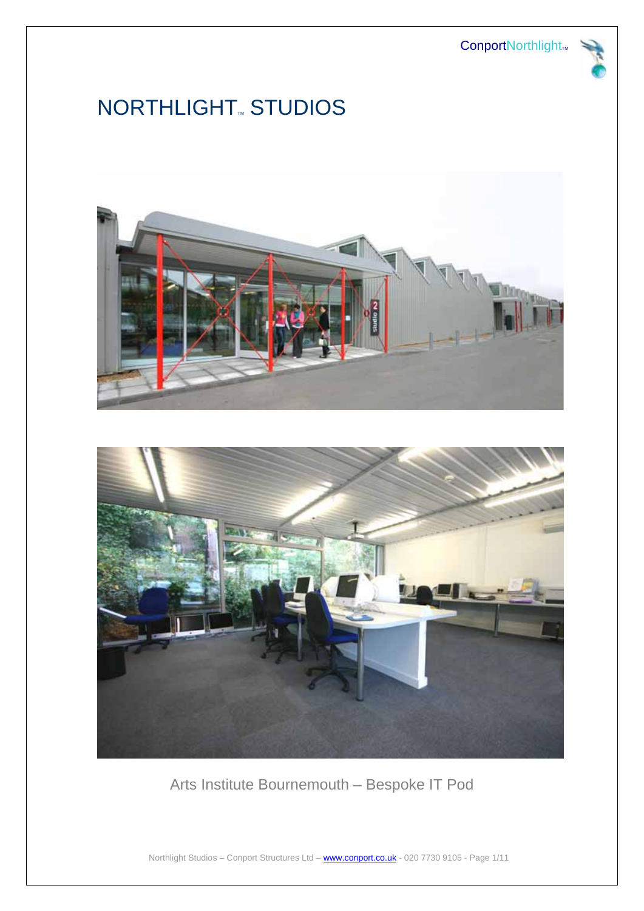# NORTHLIGHT™ STUDIOS

Arts Institute Bournemouth – Bespoke IT Pod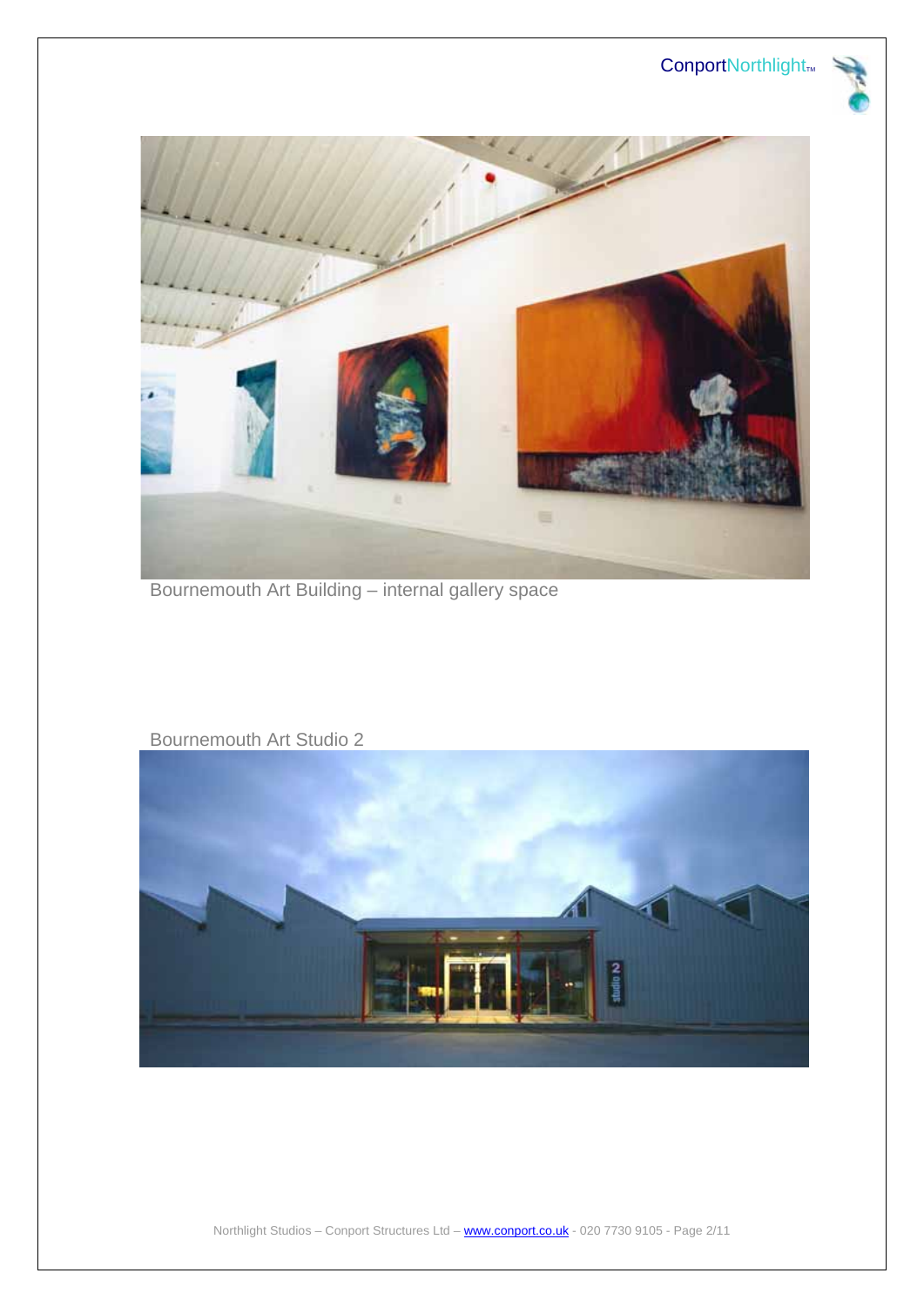Bournemouth Art Building – internal gallery space

Bournemouth Art Studio 2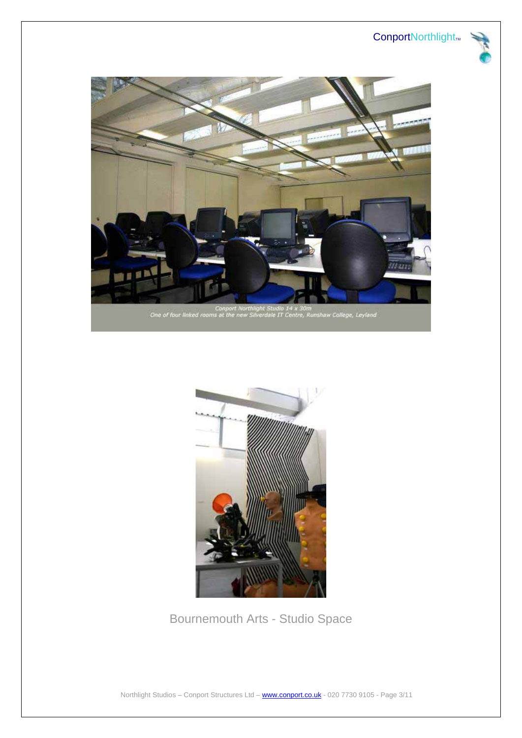Conport Northlight Studio 14 x 30m
One of four linked rooms at the new Silverdale IT Centre, Runshaw College, Leyland

Bournemouth Arts - Studio Space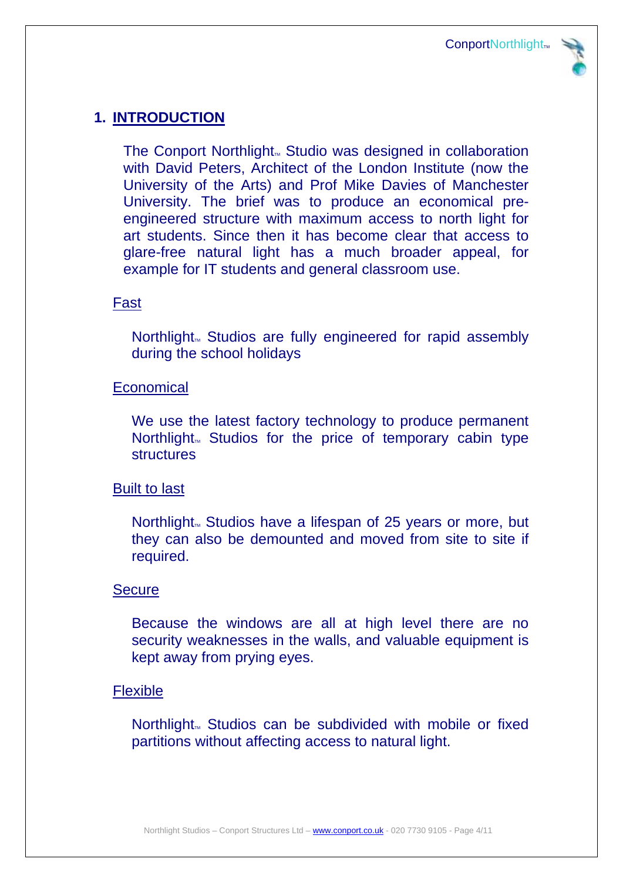# 1. INTRODUCTION

The Conport Northlight™ Studio was designed in collaboration with David Peters, Architect of the London Institute (now the University of the Arts) and Prof Mike Davies of Manchester University. The brief was to produce an economical pre-engineered structure with maximum access to north light for art students. Since then it has become clear that access to glare-free natural light has a much broader appeal, for example for IT students and general classroom use.

## Fast

Northlight™ Studios are fully engineered for rapid assembly during the school holidays

## Economical

We use the latest factory technology to produce permanent Northlight™ Studios for the price of temporary cabin type structures

## Built to last

Northlight™ Studios have a lifespan of 25 years or more, but they can also be demounted and moved from site to site if required.

## Secure

Because the windows are all at high level there are no security weaknesses in the walls, and valuable equipment is kept away from prying eyes.

## Flexible

Northlight™ Studios can be subdivided with mobile or fixed partitions without affecting access to natural light.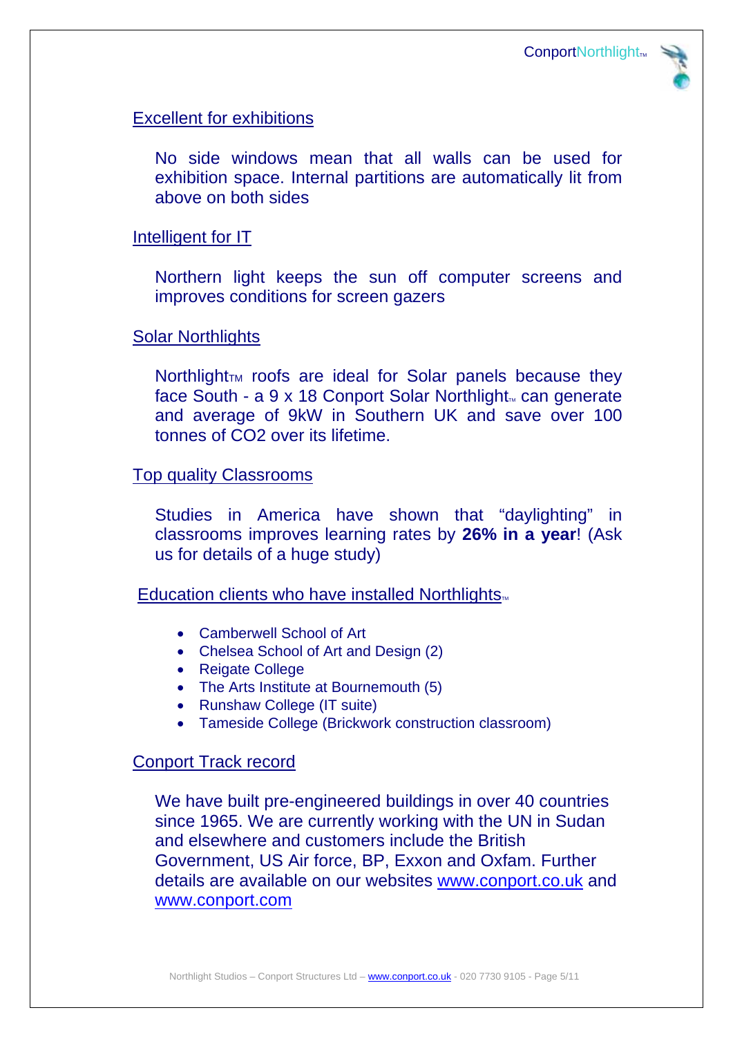## Excellent for exhibitions

No side windows mean that all walls can be used for exhibition space. Internal partitions are automatically lit from above on both sides

## Intelligent for IT

Northern light keeps the sun off computer screens and improves conditions for screen gazers

## Solar Northlights

Northlight™ roofs are ideal for Solar panels because they face South - a 9 x 18 Conport Solar Northlight™ can generate and average of 9kW in Southern UK and save over 100 tonnes of $CO_2$ over its lifetime.

## Top quality Classrooms

Studies in America have shown that “daylighting” in classrooms improves learning rates by **26% in a year**! (Ask us for details of a huge study)

## Education clients who have installed Northlights™

- Camberwell School of Art
- Chelsea School of Art and Design (2)
- Reigate College
- The Arts Institute at Bournemouth (5)
- Runshaw College (IT suite)
- Tameside College (Brickwork construction classroom)

## Conport Track record

We have built pre-engineered buildings in over 40 countries since 1965. We are currently working with the UN in Sudan and elsewhere and customers include the British Government, US Air force, BP, Exxon and Oxfam. Further details are available on our websites www.conport.co.uk and www.conport.com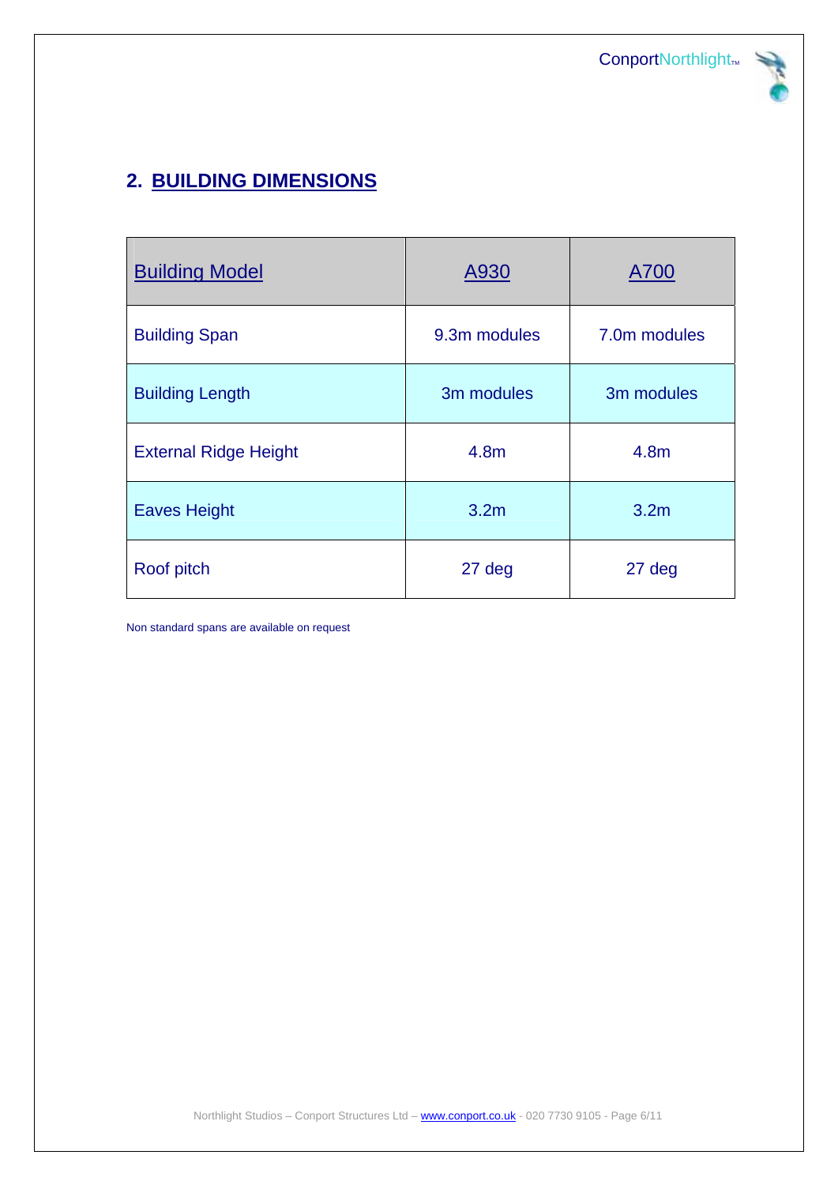## 2. BUILDING DIMENSIONS

| Building Model | A930 | A700 |
|---|---|---|
| Building Span | 9.3m modules | 7.0m modules |
| Building Length | 3m modules | 3m modules |
| External Ridge Height | 4.8m | 4.8m |
| Eaves Height | 3.2m | 3.2m |
| Roof pitch | 27 deg | 27 deg |

Non standard spans are available on request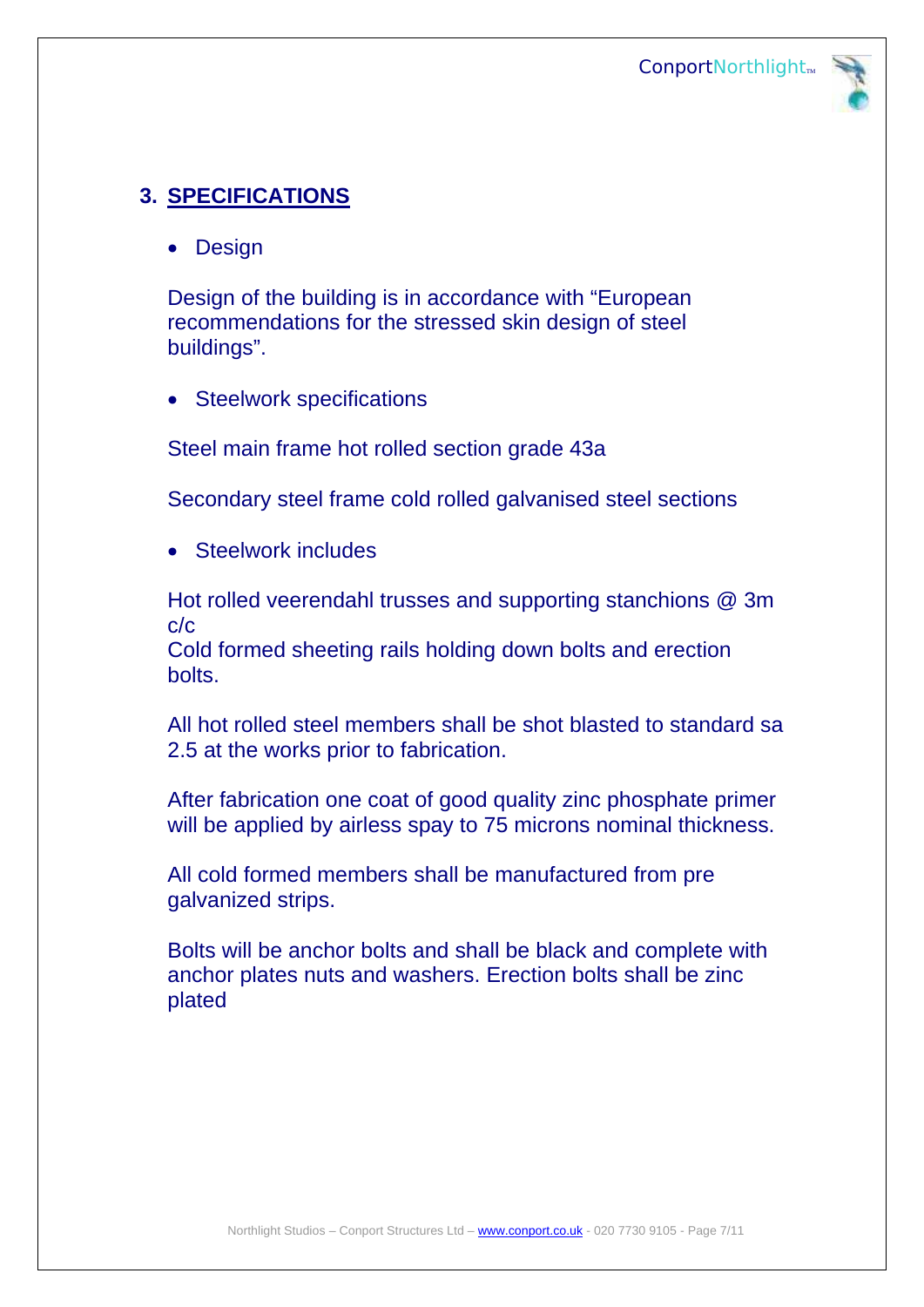## 3. SPECIFICATIONS

- Design

Design of the building is in accordance with "European recommendations for the stressed skin design of steel buildings".

- Steelwork specifications

Steel main frame hot rolled section grade 43a

Secondary steel frame cold rolled galvanised steel sections

- Steelwork includes

Hot rolled veerendahl trusses and supporting stanchions @ 3m c/c
Cold formed sheeting rails holding down bolts and erection bolts.

All hot rolled steel members shall be shot blasted to standard sa 2.5 at the works prior to fabrication.

After fabrication one coat of good quality zinc phosphate primer will be applied by airless spay to 75 microns nominal thickness.

All cold formed members shall be manufactured from pre galvanized strips.

Bolts will be anchor bolts and shall be black and complete with anchor plates nuts and washers. Erection bolts shall be zinc plated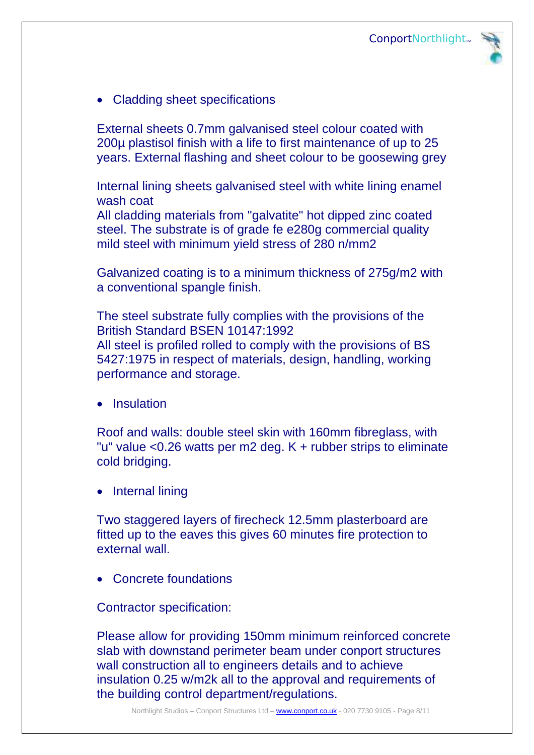- Cladding sheet specifications

External sheets 0.7mm galvanised steel colour coated with 200µ plastisol finish with a life to first maintenance of up to 25 years. External flashing and sheet colour to be goosewing grey

Internal lining sheets galvanised steel with white lining enamel wash coat
All cladding materials from "galvatite" hot dipped zinc coated steel. The substrate is of grade fe e280g commercial quality mild steel with minimum yield stress of 280 n/mm2

Galvanized coating is to a minimum thickness of 275g/m2 with a conventional spangle finish.

The steel substrate fully complies with the provisions of the British Standard BSEN 10147:1992
All steel is profiled rolled to comply with the provisions of BS 5427:1975 in respect of materials, design, handling, working performance and storage.

- Insulation

Roof and walls: double steel skin with 160mm fibreglass, with "u" value <0.26 watts per m2 deg. K + rubber strips to eliminate cold bridging.

- Internal lining

Two staggered layers of firecheck 12.5mm plasterboard are fitted up to the eaves this gives 60 minutes fire protection to external wall.

- Concrete foundations

Contractor specification:

Please allow for providing 150mm minimum reinforced concrete slab with downstand perimeter beam under conport structures wall construction all to engineers details and to achieve insulation 0.25 w/m2k all to the approval and requirements of the building control department/regulations.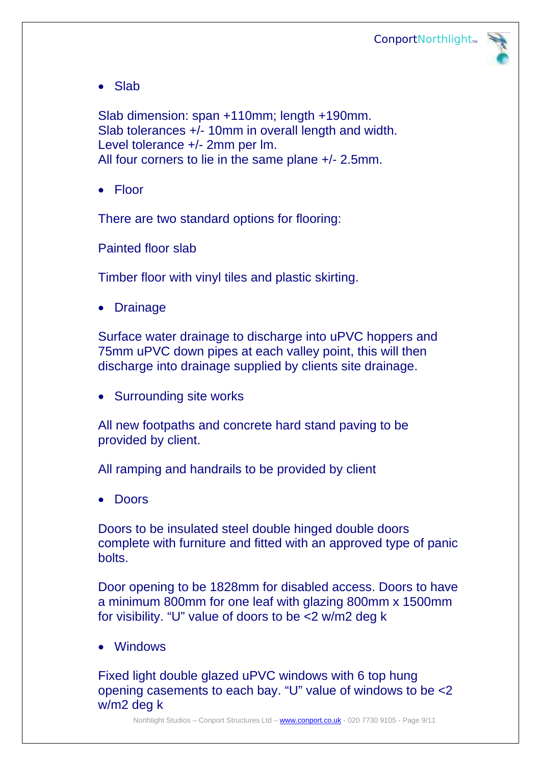- Slab

Slab dimension: span +110mm; length +190mm.
Slab tolerances +/- 10mm in overall length and width.
Level tolerance +/- 2mm per lm.
All four corners to lie in the same plane +/- 2.5mm.

- Floor

There are two standard options for flooring:

Painted floor slab

Timber floor with vinyl tiles and plastic skirting.

- Drainage

Surface water drainage to discharge into uPVC hoppers and 75mm uPVC down pipes at each valley point, this will then discharge into drainage supplied by clients site drainage.

- Surrounding site works

All new footpaths and concrete hard stand paving to be provided by client.

All ramping and handrails to be provided by client

- Doors

Doors to be insulated steel double hinged double doors complete with furniture and fitted with an approved type of panic bolts.

Door opening to be 1828mm for disabled access. Doors to have a minimum 800mm for one leaf with glazing 800mm x 1500mm for visibility. "U" value of doors to be <2 w/m2 deg k

- Windows

Fixed light double glazed uPVC windows with 6 top hung opening casements to each bay. "U" value of windows to be <2 w/m2 deg k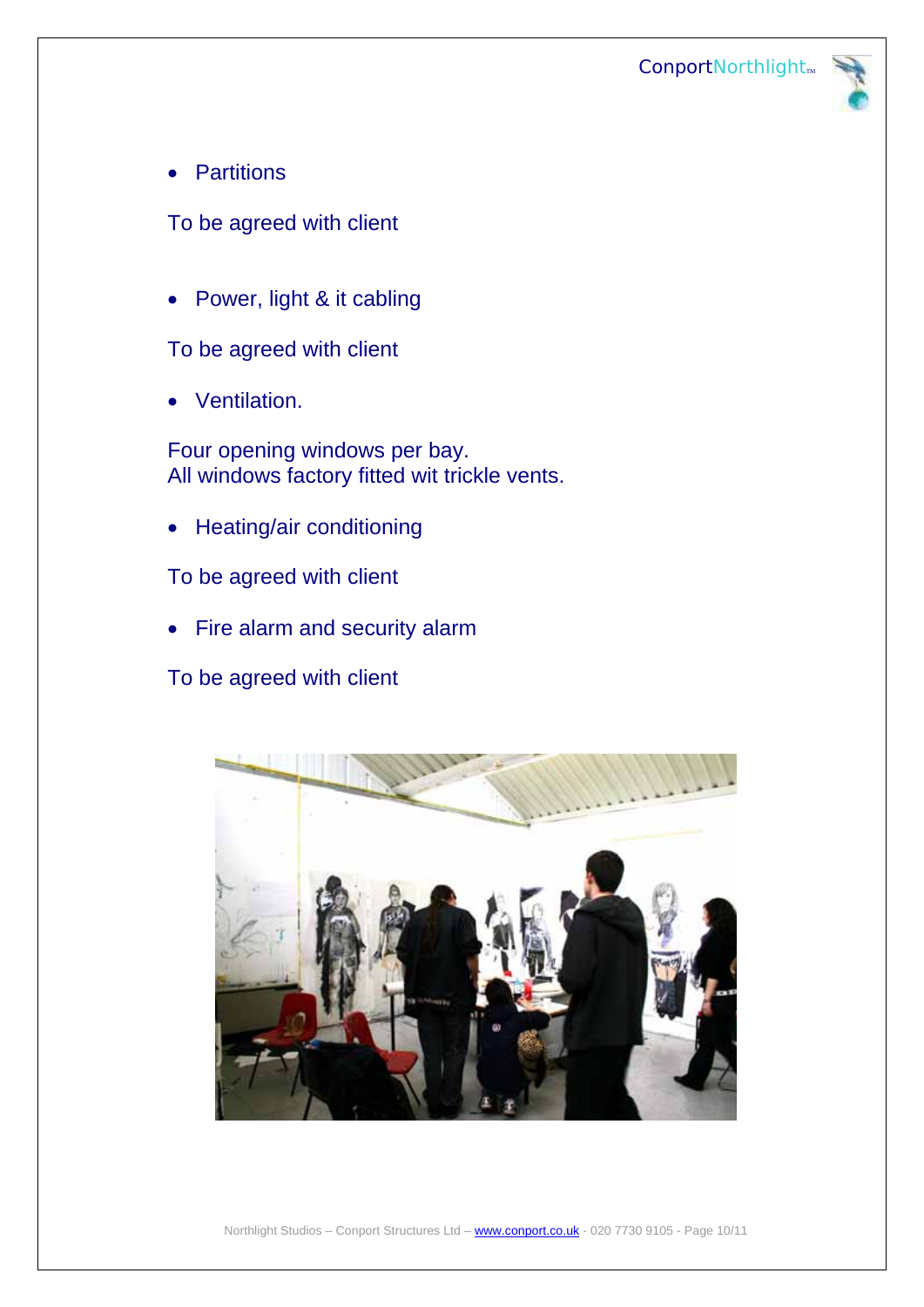- Partitions

To be agreed with client

- Power, light & it cabling

To be agreed with client

- Ventilation.

Four opening windows per bay.
All windows factory fitted wit trickle vents.

- Heating/air conditioning

To be agreed with client

- Fire alarm and security alarm

To be agreed with client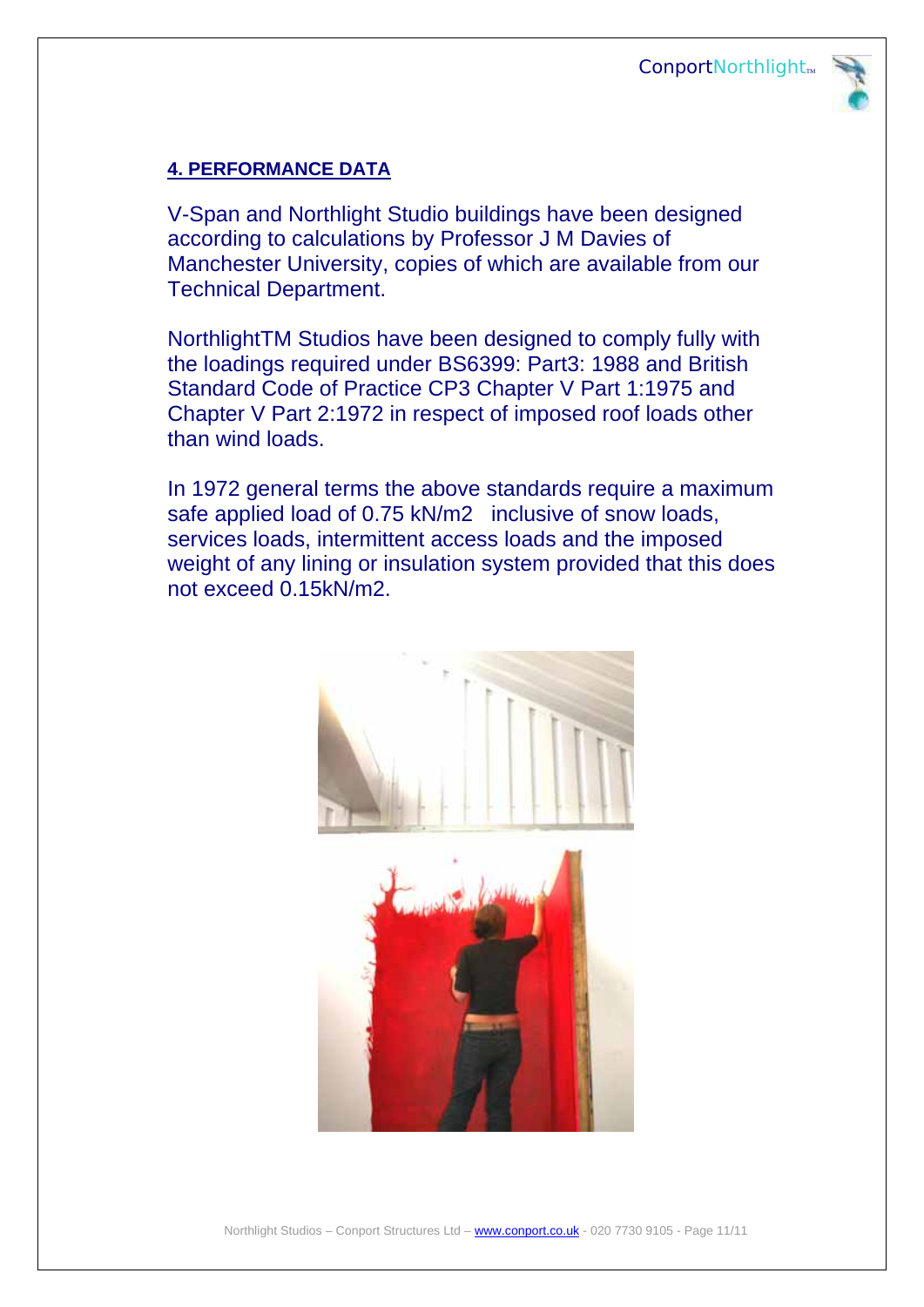## 4. PERFORMANCE DATA

V-Span and Northlight Studio buildings have been designed according to calculations by Professor J M Davies of Manchester University, copies of which are available from our Technical Department.

NorthlightTM Studios have been designed to comply fully with the loadings required under BS6399: Part3: 1988 and British Standard Code of Practice CP3 Chapter V Part 1:1975 and Chapter V Part 2:1972 in respect of imposed roof loads other than wind loads.

In 1972 general terms the above standards require a maximum safe applied load of 0.75 kN/m2 inclusive of snow loads, services loads, intermittent access loads and the imposed weight of any lining or insulation system provided that this does not exceed 0.15kN/m2.